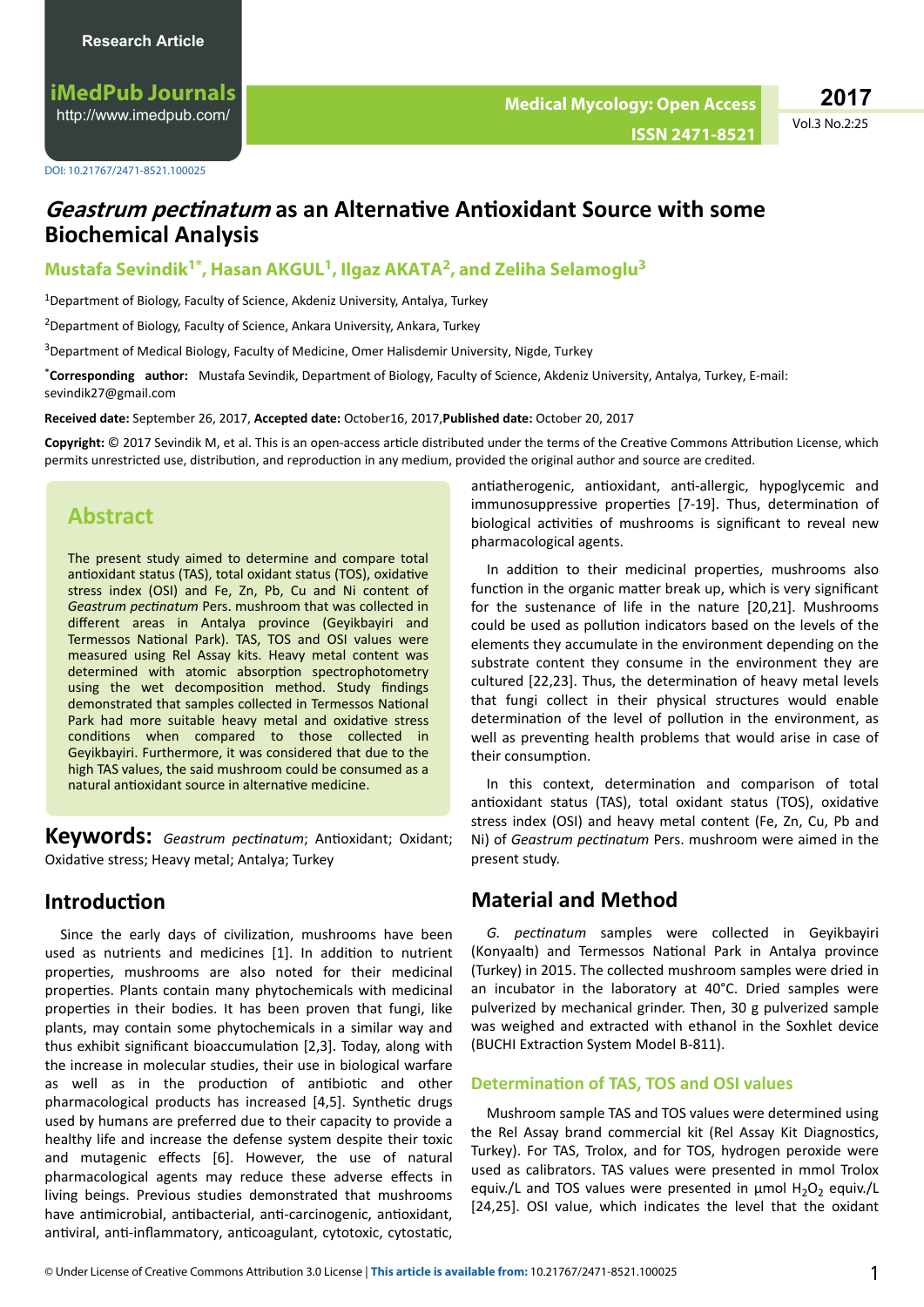Research Article

DOI: 10.21767/2471-8521.100025

# *Geastrum pectinatum* as an Alternative Antioxidant Source with some Biochemical Analysis

**Mustafa Sevindik[1*], Hasan AKGUL[1], Ilgaz AKATA[2], and Zeliha Selamoglu[3]**

[1]Department of Biology, Faculty of Science, Akdeniz University, Antalya, Turkey

[2]Department of Biology, Faculty of Science, Ankara University, Ankara, Turkey

[3]Department of Medical Biology, Faculty of Medicine, Omer Halisdemir University, Nigde, Turkey

[*]**Corresponding author:** Mustafa Sevindik, Department of Biology, Faculty of Science, Akdeniz University, Antalya, Turkey, E-mail: sevindik27@gmail.com

**Received date:** September 26, 2017, **Accepted date:** October16, 2017,**Published date:** October 20, 2017

**Copyright:** © 2017 Sevindik M, et al. This is an open-access article distributed under the terms of the Creative Commons Attribution License, which permits unrestricted use, distribution, and reproduction in any medium, provided the original author and source are credited.

## Abstract

The present study aimed to determine and compare total antioxidant status (TAS), total oxidant status (TOS), oxidative stress index (OSI) and Fe, Zn, Pb, Cu and Ni content of *Geastrum pectinatum* Pers. mushroom that was collected in different areas in Antalya province (Geyikbayiri and Termessos National Park). TAS, TOS and OSI values were measured using Rel Assay kits. Heavy metal content was determined with atomic absorption spectrophotometry using the wet decomposition method. Study findings demonstrated that samples collected in Termessos National Park had more suitable heavy metal and oxidative stress conditions when compared to those collected in Geyikbayiri. Furthermore, it was considered that due to the high TAS values, the said mushroom could be consumed as a natural antioxidant source in alternative medicine.

**Keywords:** *Geastrum pectinatum*; Antioxidant; Oxidant; Oxidative stress; Heavy metal; Antalya; Turkey

## Introduction

Since the early days of civilization, mushrooms have been used as nutrients and medicines [1]. In addition to nutrient properties, mushrooms are also noted for their medicinal properties. Plants contain many phytochemicals with medicinal properties in their bodies. It has been proven that fungi, like plants, may contain some phytochemicals in a similar way and thus exhibit significant bioaccumulation [2,3]. Today, along with the increase in molecular studies, their use in biological warfare as well as in the production of antibiotic and other pharmacological products has increased [4,5]. Synthetic drugs used by humans are preferred due to their capacity to provide a healthy life and increase the defense system despite their toxic and mutagenic effects [6]. However, the use of natural pharmacological agents may reduce these adverse effects in living beings. Previous studies demonstrated that mushrooms have antimicrobial, antibacterial, anti-carcinogenic, antioxidant, antiviral, anti-inflammatory, anticoagulant, cytotoxic, cytostatic, antiatherogenic, antioxidant, anti-allergic, hypoglycemic and immunosuppressive properties [7-19]. Thus, determination of biological activities of mushrooms is significant to reveal new pharmacological agents.

In addition to their medicinal properties, mushrooms also function in the organic matter break up, which is very significant for the sustenance of life in the nature [20,21]. Mushrooms could be used as pollution indicators based on the levels of the elements they accumulate in the environment depending on the substrate content they consume in the environment they are cultured [22,23]. Thus, the determination of heavy metal levels that fungi collect in their physical structures would enable determination of the level of pollution in the environment, as well as preventing health problems that would arise in case of their consumption.

In this context, determination and comparison of total antioxidant status (TAS), total oxidant status (TOS), oxidative stress index (OSI) and heavy metal content (Fe, Zn, Cu, Pb and Ni) of *Geastrum pectinatum* Pers. mushroom were aimed in the present study.

## Material and Method

*G. pectinatum* samples were collected in Geyikbayiri (Konyaaltı) and Termessos National Park in Antalya province (Turkey) in 2015. The collected mushroom samples were dried in an incubator in the laboratory at 40°C. Dried samples were pulverized by mechanical grinder. Then, 30 g pulverized sample was weighed and extracted with ethanol in the Soxhlet device (BUCHI Extraction System Model B-811).

### Determination of TAS, TOS and OSI values

Mushroom sample TAS and TOS values were determined using the Rel Assay brand commercial kit (Rel Assay Kit Diagnostics, Turkey). For TAS, Trolox, and for TOS, hydrogen peroxide were used as calibrators. TAS values were presented in mmol Trolox equiv./L and TOS values were presented in µmol $H_2O_2$ equiv./L [24,25]. OSI value, which indicates the level that the oxidant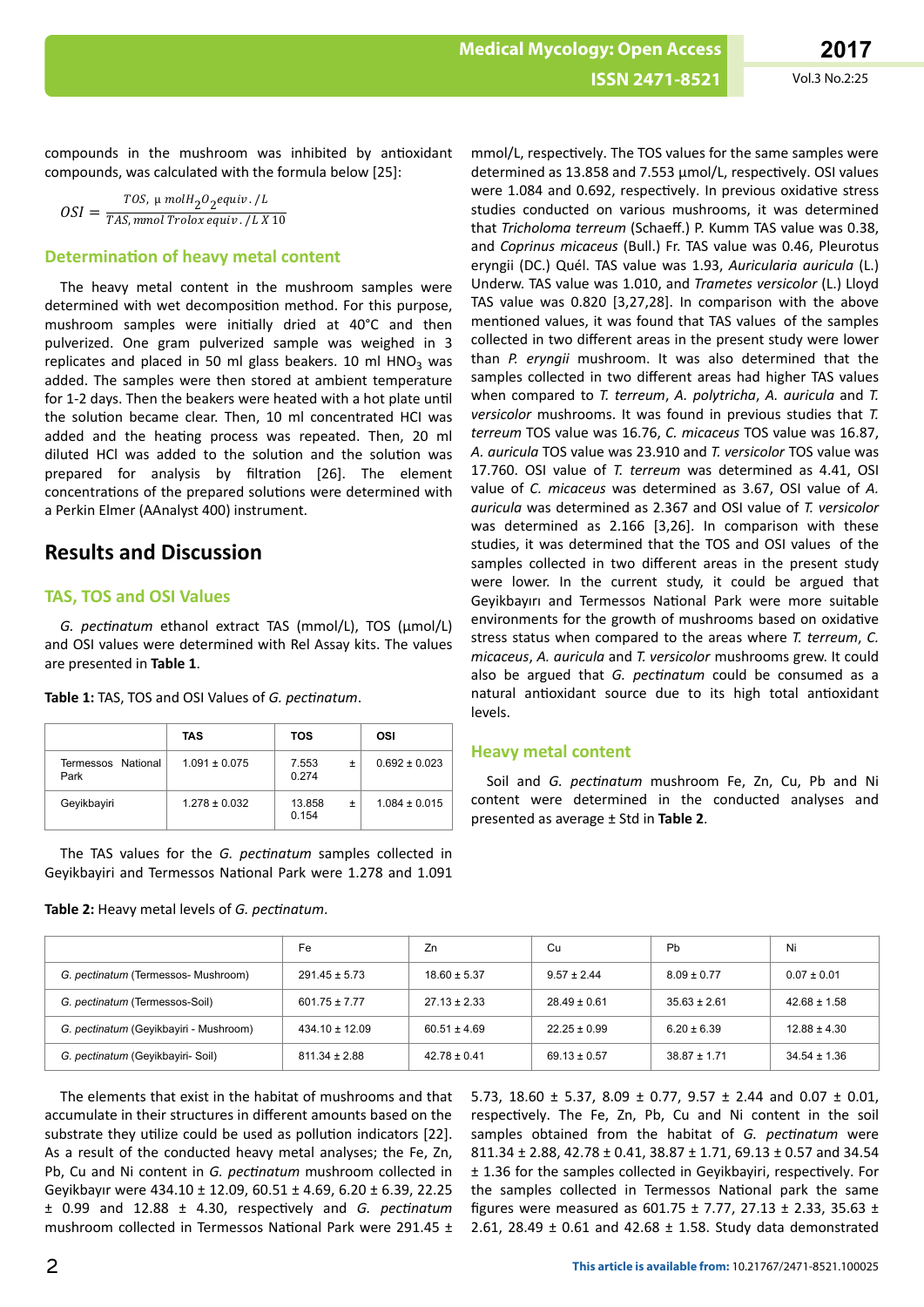compounds in the mushroom was inhibited by antioxidant compounds, was calculated with the formula below [25]:

$$OSI = \frac{TOS, \mu\, molH_2O_2equiv./L}{TAS, mmol\, Trolox\, equiv./L\, X\, 10}$$

### Determination of heavy metal content

The heavy metal content in the mushroom samples were determined with wet decomposition method. For this purpose, mushroom samples were initially dried at 40°C and then pulverized. One gram pulverized sample was weighed in 3 replicates and placed in 50 ml glass beakers. 10 ml $HNO_3$ was added. The samples were then stored at ambient temperature for 1-2 days. Then the beakers were heated with a hot plate until the solution became clear. Then, 10 ml concentrated HCl was added and the heating process was repeated. Then, 20 ml diluted HCl was added to the solution and the solution was prepared for analysis by filtration [26]. The element concentrations of the prepared solutions were determined with a Perkin Elmer (AAnalyst 400) instrument.

## Results and Discussion

### TAS, TOS and OSI Values

*G. pectinatum* ethanol extract TAS (mmol/L), TOS (μmol/L) and OSI values were determined with Rel Assay kits. The values are presented in **Table 1**.

**Table 1:** TAS, TOS and OSI Values of *G. pectinatum*.

| | TAS | TOS | OSI |
|---|---|---|---|
| Termessos National Park | 1.091 ± 0.075 | 7.553 ± 0.274 | 0.692 ± 0.023 |
| Geyikbayiri | 1.278 ± 0.032 | 13.858 ± 0.154 | 1.084 ± 0.015 |

The TAS values for the *G. pectinatum* samples collected in Geyikbayiri and Termessos National Park were 1.278 and 1.091 mmol/L, respectively. The TOS values for the same samples were determined as 13.858 and 7.553 μmol/L, respectively. OSI values were 1.084 and 0.692, respectively. In previous oxidative stress studies conducted on various mushrooms, it was determined that *Tricholoma terreum* (Schaeff.) P. Kumm TAS value was 0.38, and *Coprinus micaceus* (Bull.) Fr. TAS value was 0.46, Pleurotus eryngii (DC.) Quél. TAS value was 1.93, *Auricularia auricula* (L.) Underw. TAS value was 1.010, and *Trametes versicolor* (L.) Lloyd TAS value was 0.820 [3,27,28]. In comparison with the above mentioned values, it was found that TAS values of the samples collected in two different areas in the present study were lower than *P. eryngii* mushroom. It was also determined that the samples collected in two different areas had higher TAS values when compared to *T. terreum*, *A. polytricha*, *A. auricula* and *T. versicolor* mushrooms. It was found in previous studies that *T. terreum* TOS value was 16.76, *C. micaceus* TOS value was 16.87, *A. auricula* TOS value was 23.910 and *T. versicolor* TOS value was 17.760. OSI value of *T. terreum* was determined as 4.41, OSI value of *C. micaceus* was determined as 3.67, OSI value of *A. auricula* was determined as 2.367 and OSI value of *T. versicolor* was determined as 2.166 [3,26]. In comparison with these studies, it was determined that the TOS and OSI values of the samples collected in two different areas in the present study were lower. In the current study, it could be argued that Geyikbayırı and Termessos National Park were more suitable environments for the growth of mushrooms based on oxidative stress status when compared to the areas where *T. terreum*, *C. micaceus*, *A. auricula* and *T. versicolor* mushrooms grew. It could also be argued that *G. pectinatum* could be consumed as a natural antioxidant source due to its high total antioxidant levels.

### Heavy metal content

Soil and *G. pectinatum* mushroom Fe, Zn, Cu, Pb and Ni content were determined in the conducted analyses and presented as average ± Std in **Table 2**.

**Table 2:** Heavy metal levels of *G. pectinatum*.

| | Fe | Zn | Cu | Pb | Ni |
|---|---|---|---|---|---|
| *G. pectinatum* (Termessos- Mushroom) | 291.45 ± 5.73 | 18.60 ± 5.37 | 9.57 ± 2.44 | 8.09 ± 0.77 | 0.07 ± 0.01 |
| *G. pectinatum* (Termessos-Soil) | 601.75 ± 7.77 | 27.13 ± 2.33 | 28.49 ± 0.61 | 35.63 ± 2.61 | 42.68 ± 1.58 |
| *G. pectinatum* (Geyikbayiri - Mushroom) | 434.10 ± 12.09 | 60.51 ± 4.69 | 22.25 ± 0.99 | 6.20 ± 6.39 | 12.88 ± 4.30 |
| *G. pectinatum* (Geyikbayiri- Soil) | 811.34 ± 2.88 | 42.78 ± 0.41 | 69.13 ± 0.57 | 38.87 ± 1.71 | 34.54 ± 1.36 |

The elements that exist in the habitat of mushrooms and that accumulate in their structures in different amounts based on the substrate they utilize could be used as pollution indicators [22]. As a result of the conducted heavy metal analyses; the Fe, Zn, Pb, Cu and Ni content in *G. pectinatum* mushroom collected in Geyikbayır were 434.10 ± 12.09, 60.51 ± 4.69, 6.20 ± 6.39, 22.25 ± 0.99 and 12.88 ± 4.30, respectively and *G. pectinatum* mushroom collected in Termessos National Park were 291.45 ± 5.73, 18.60 ± 5.37, 8.09 ± 0.77, 9.57 ± 2.44 and 0.07 ± 0.01, respectively. The Fe, Zn, Pb, Cu and Ni content in the soil samples obtained from the habitat of *G. pectinatum* were 811.34 ± 2.88, 42.78 ± 0.41, 38.87 ± 1.71, 69.13 ± 0.57 and 34.54 ± 1.36 for the samples collected in Geyikbayiri, respectively. For the samples collected in Termessos National park the same figures were measured as 601.75 ± 7.77, 27.13 ± 2.33, 35.63 ± 2.61, 28.49 ± 0.61 and 42.68 ± 1.58. Study data demonstrated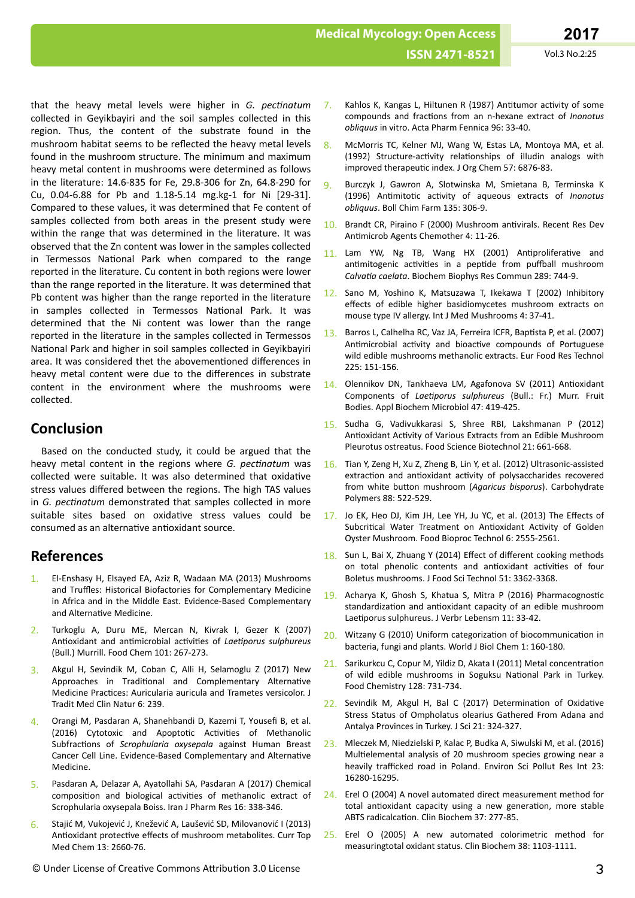that the heavy metal levels were higher in *G. pectinatum* collected in Geyikbayiri and the soil samples collected in this region. Thus, the content of the substrate found in the mushroom habitat seems to be reflected the heavy metal levels found in the mushroom structure. The minimum and maximum heavy metal content in mushrooms were determined as follows in the literature: 14.6-835 for Fe, 29.8-306 for Zn, 64.8-290 for Cu, 0.04-6.88 for Pb and 1.18-5.14 mg.kg-1 for Ni [29-31]. Compared to these values, it was determined that Fe content of samples collected from both areas in the present study were within the range that was determined in the literature. It was observed that the Zn content was lower in the samples collected in Termessos National Park when compared to the range reported in the literature. Cu content in both regions were lower than the range reported in the literature. It was determined that Pb content was higher than the range reported in the literature in samples collected in Termessos National Park. It was determined that the Ni content was lower than the range reported in the literature in the samples collected in Termessos National Park and higher in soil samples collected in Geyikbayiri area. It was considered thet the abovementioned differences in heavy metal content were due to the differences in substrate content in the environment where the mushrooms were collected.

## Conclusion

Based on the conducted study, it could be argued that the heavy metal content in the regions where *G. pectinatum* was collected were suitable. It was also determined that oxidative stress values differed between the regions. The high TAS values in *G. pectinatum* demonstrated that samples collected in more suitable sites based on oxidative stress values could be consumed as an alternative antioxidant source.

## References

1. El-Enshasy H, Elsayed EA, Aziz R, Wadaan MA (2013) Mushrooms and Truffles: Historical Biofactories for Complementary Medicine in Africa and in the Middle East. Evidence-Based Complementary and Alternative Medicine.
2. Turkoglu A, Duru ME, Mercan N, Kivrak I, Gezer K (2007) Antioxidant and antimicrobial activities of *Laetiporus sulphureus* (Bull.) Murrill. Food Chem 101: 267-273.
3. Akgul H, Sevindik M, Coban C, Alli H, Selamoglu Z (2017) New Approaches in Traditional and Complementary Alternative Medicine Practices: Auricularia auricula and Trametes versicolor. J Tradit Med Clin Natur 6: 239.
4. Orangi M, Pasdaran A, Shanehbandi D, Kazemi T, Yousefi B, et al. (2016) Cytotoxic and Apoptotic Activities of Methanolic Subfractions of *Scrophularia oxysepala* against Human Breast Cancer Cell Line. Evidence-Based Complementary and Alternative Medicine.
5. Pasdaran A, Delazar A, Ayatollahi SA, Pasdaran A (2017) Chemical composition and biological activities of methanolic extract of Scrophularia oxysepala Boiss. Iran J Pharm Res 16: 338-346.
6. Stajić M, Vukojević J, Knežević A, Laušević SD, Milovanović I (2013) Antioxidant protective effects of mushroom metabolites. Curr Top Med Chem 13: 2660-76.
7. Kahlos K, Kangas L, Hiltunen R (1987) Antitumor activity of some compounds and fractions from an n-hexane extract of *Inonotus obliquus* in vitro. Acta Pharm Fennica 96: 33-40.
8. McMorris TC, Kelner MJ, Wang W, Estas LA, Montoya MA, et al. (1992) Structure-activity relationships of illudin analogs with improved therapeutic index. J Org Chem 57: 6876-83.
9. Burczyk J, Gawron A, Slotwinska M, Smietana B, Terminska K (1996) Antimitotic activity of aqueous extracts of *Inonotus obliquus*. Boll Chim Farm 135: 306-9.
10. Brandt CR, Piraino F (2000) Mushroom antivirals. Recent Res Dev Antimicrob Agents Chemother 4: 11-26.
11. Lam YW, Ng TB, Wang HX (2001) Antiproliferative and antimitogenic activities in a peptide from puffball mushroom *Calvatia caelata*. Biochem Biophys Res Commun 289: 744-9.
12. Sano M, Yoshino K, Matsuzawa T, Ikekawa T (2002) Inhibitory effects of edible higher basidiomycetes mushroom extracts on mouse type IV allergy. Int J Med Mushrooms 4: 37-41.
13. Barros L, Calhelha RC, Vaz JA, Ferreira ICFR, Baptista P, et al. (2007) Antimicrobial activity and bioactive compounds of Portuguese wild edible mushrooms methanolic extracts. Eur Food Res Technol 225: 151-156.
14. Olennikov DN, Tankhaeva LM, Agafonova SV (2011) Antioxidant Components of *Laetiporus sulphureus* (Bull.: Fr.) Murr. Fruit Bodies. Appl Biochem Microbiol 47: 419-425.
15. Sudha G, Vadivukkarasi S, Shree RBI, Lakshmanan P (2012) Antioxidant Activity of Various Extracts from an Edible Mushroom Pleurotus ostreatus. Food Science Biotechnol 21: 661-668.
16. Tian Y, Zeng H, Xu Z, Zheng B, Lin Y, et al. (2012) Ultrasonic-assisted extraction and antioxidant activity of polysaccharides recovered from white button mushroom (*Agaricus bisporus*). Carbohydrate Polymers 88: 522-529.
17. Jo EK, Heo DJ, Kim JH, Lee YH, Ju YC, et al. (2013) The Effects of Subcritical Water Treatment on Antioxidant Activity of Golden Oyster Mushroom. Food Bioproc Technol 6: 2555-2561.
18. Sun L, Bai X, Zhuang Y (2014) Effect of different cooking methods on total phenolic contents and antioxidant activities of four Boletus mushrooms. J Food Sci Technol 51: 3362-3368.
19. Acharya K, Ghosh S, Khatua S, Mitra P (2016) Pharmacognostic standardization and antioxidant capacity of an edible mushroom Laetiporus sulphureus. J Verbr Lebensm 11: 33-42.
20. Witzany G (2010) Uniform categorization of biocommunication in bacteria, fungi and plants. World J Biol Chem 1: 160-180.
21. Sarikurkcu C, Copur M, Yildiz D, Akata I (2011) Metal concentration of wild edible mushrooms in Soguksu National Park in Turkey. Food Chemistry 124: 731-734.
22. Sevindik M, Akgul H, Bal C (2017) Determination of Oxidative Stress Status of Ompholatus olearius Gathered From Adana and Antalya Provinces in Turkey. J Sci 21: 324-327.
23. Mleczek M, Niedzielski P, Kalac P, Budka A, Siwulski M, et al. (2016) Multielemental analysis of 20 mushroom species growing near a heavily trafficked road in Poland. Environ Sci Pollut Res Int 23: 16280-16295.
24. Erel O (2004) A novel automated direct measurement method for total antioxidant capacity using a new generation, more stable ABTS radicalcation. Clin Biochem 37: 277-85.
25. Erel O (2005) A new automated colorimetric method for measuringtotal oxidant status. Clin Biochem 38: 1103-1111.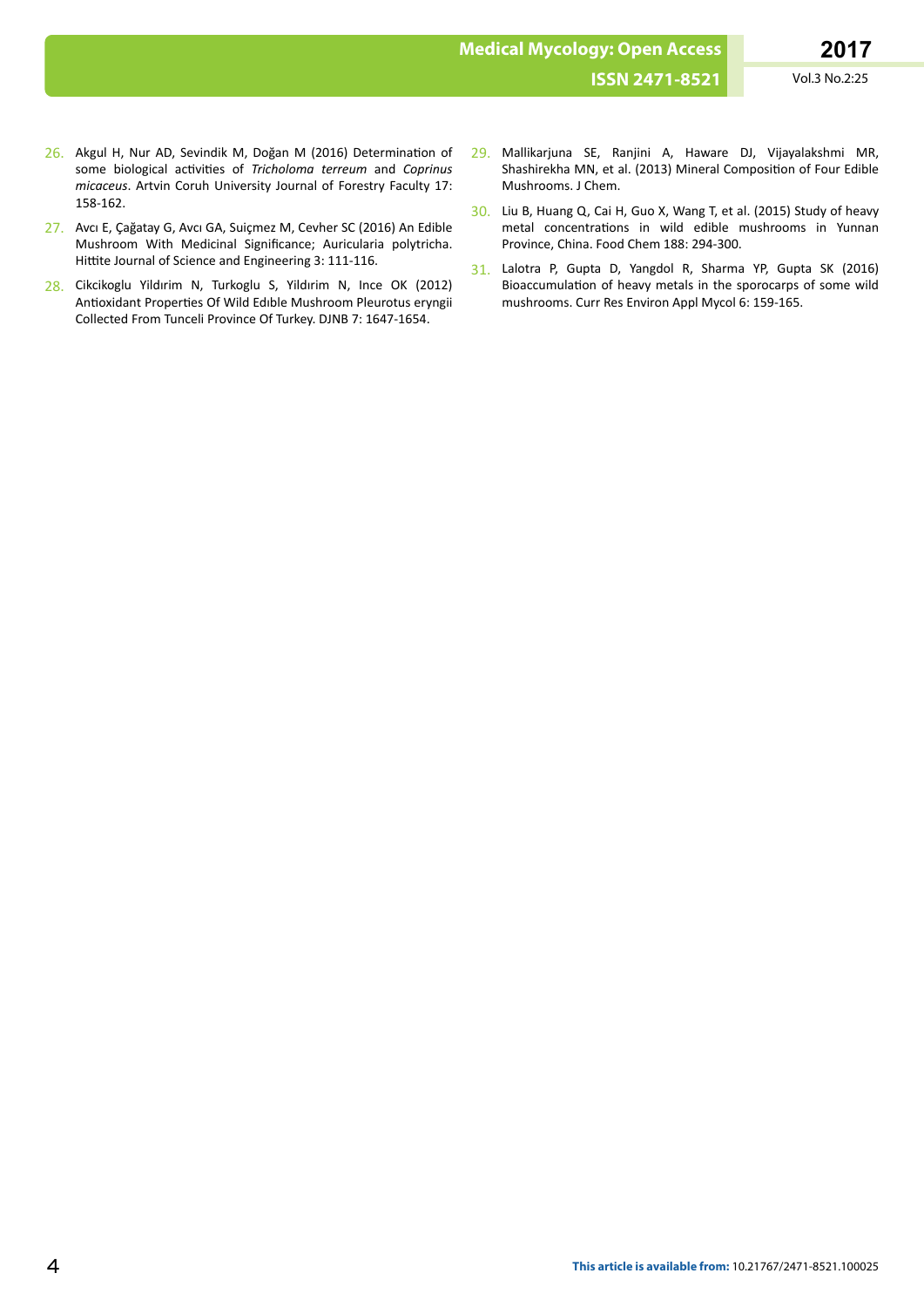26. Akgul H, Nur AD, Sevindik M, Doğan M (2016) Determination of some biological activities of *Tricholoma terreum* and *Coprinus micaceus*. Artvin Coruh University Journal of Forestry Faculty 17: 158-162.

27. Avcı E, Çağatay G, Avcı GA, Suiçmez M, Cevher SC (2016) An Edible Mushroom With Medicinal Significance; Auricularia polytricha. Hittite Journal of Science and Engineering 3: 111-116.

28. Cikcikoglu Yildırim N, Turkoglu S, Yildırim N, Ince OK (2012) Antioxidant Properties Of Wild Edıble Mushroom Pleurotus eryngii Collected From Tunceli Province Of Turkey. DJNB 7: 1647-1654.

29. Mallikarjuna SE, Ranjini A, Haware DJ, Vijayalakshmi MR, Shashirekha MN, et al. (2013) Mineral Composition of Four Edible Mushrooms. J Chem.

30. Liu B, Huang Q, Cai H, Guo X, Wang T, et al. (2015) Study of heavy metal concentrations in wild edible mushrooms in Yunnan Province, China. Food Chem 188: 294-300.

31. Lalotra P, Gupta D, Yangdol R, Sharma YP, Gupta SK (2016) Bioaccumulation of heavy metals in the sporocarps of some wild mushrooms. Curr Res Environ Appl Mycol 6: 159-165.